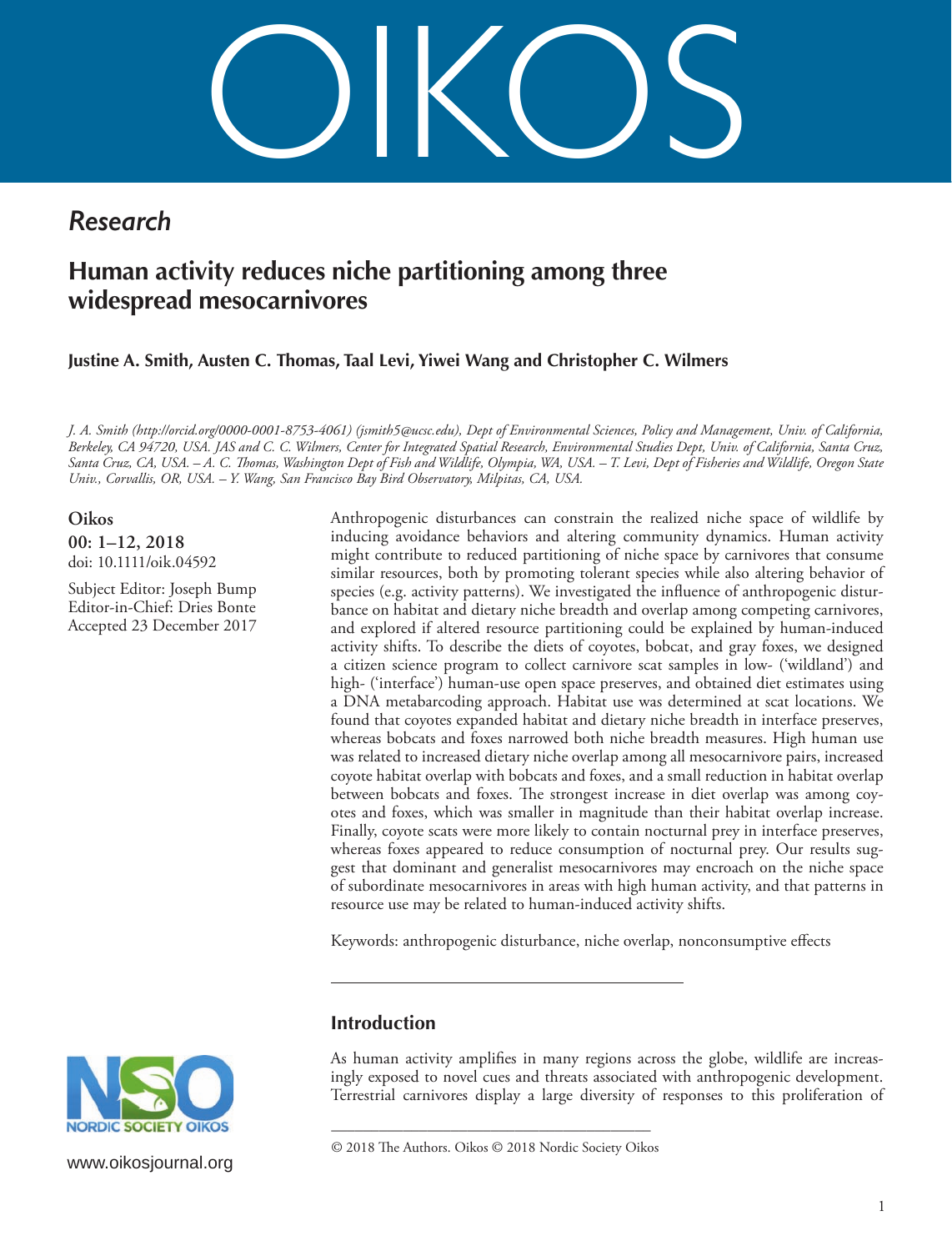## Research

# Human activity reduces niche partitioning among three widespread mesocarnivores

**Justine A. Smith, Austen C. Thomas, Taal Levi, Yiwei Wang and Christopher C. Wilmers**

*J. A. Smith (http://orcid.org/0000-0001-8753-4061) (jsmith5@ucsc.edu), Dept of Environmental Sciences, Policy and Management, Univ. of California, Berkeley, CA 94720, USA. JAS and C. C. Wilmers, Center for Integrated Spatial Research, Environmental Studies Dept, Univ. of California, Santa Cruz, Santa Cruz, CA, USA. – A. C. Thomas, Washington Dept of Fish and Wildlife, Olympia, WA, USA. – T. Levi, Dept of Fisheries and Wildlife, Oregon State Univ., Corvallis, OR, USA. – Y. Wang, San Francisco Bay Bird Observatory, Milpitas, CA, USA.*

**Oikos**
**00: 1–12, 2018**
doi: 10.1111/oik.04592

Subject Editor: Joseph Bump
Editor-in-Chief: Dries Bonte
Accepted 23 December 2017

Anthropogenic disturbances can constrain the realized niche space of wildlife by inducing avoidance behaviors and altering community dynamics. Human activity might contribute to reduced partitioning of niche space by carnivores that consume similar resources, both by promoting tolerant species while also altering behavior of species (e.g. activity patterns). We investigated the influence of anthropogenic disturbance on habitat and dietary niche breadth and overlap among competing carnivores, and explored if altered resource partitioning could be explained by human-induced activity shifts. To describe the diets of coyotes, bobcat, and gray foxes, we designed a citizen science program to collect carnivore scat samples in low- ('wildland') and high- ('interface') human-use open space preserves, and obtained diet estimates using a DNA metabarcoding approach. Habitat use was determined at scat locations. We found that coyotes expanded habitat and dietary niche breadth in interface preserves, whereas bobcats and foxes narrowed both niche breadth measures. High human use was related to increased dietary niche overlap among all mesocarnivore pairs, increased coyote habitat overlap with bobcats and foxes, and a small reduction in habitat overlap between bobcats and foxes. The strongest increase in diet overlap was among coyotes and foxes, which was smaller in magnitude than their habitat overlap increase. Finally, coyote scats were more likely to contain nocturnal prey in interface preserves, whereas foxes appeared to reduce consumption of nocturnal prey. Our results suggest that dominant and generalist mesocarnivores may encroach on the niche space of subordinate mesocarnivores in areas with high human activity, and that patterns in resource use may be related to human-induced activity shifts.

Keywords: anthropogenic disturbance, niche overlap, nonconsumptive effects

## Introduction

As human activity amplifies in many regions across the globe, wildlife are increasingly exposed to novel cues and threats associated with anthropogenic development. Terrestrial carnivores display a large diversity of responses to this proliferation of

© 2018 The Authors. Oikos © 2018 Nordic Society Oikos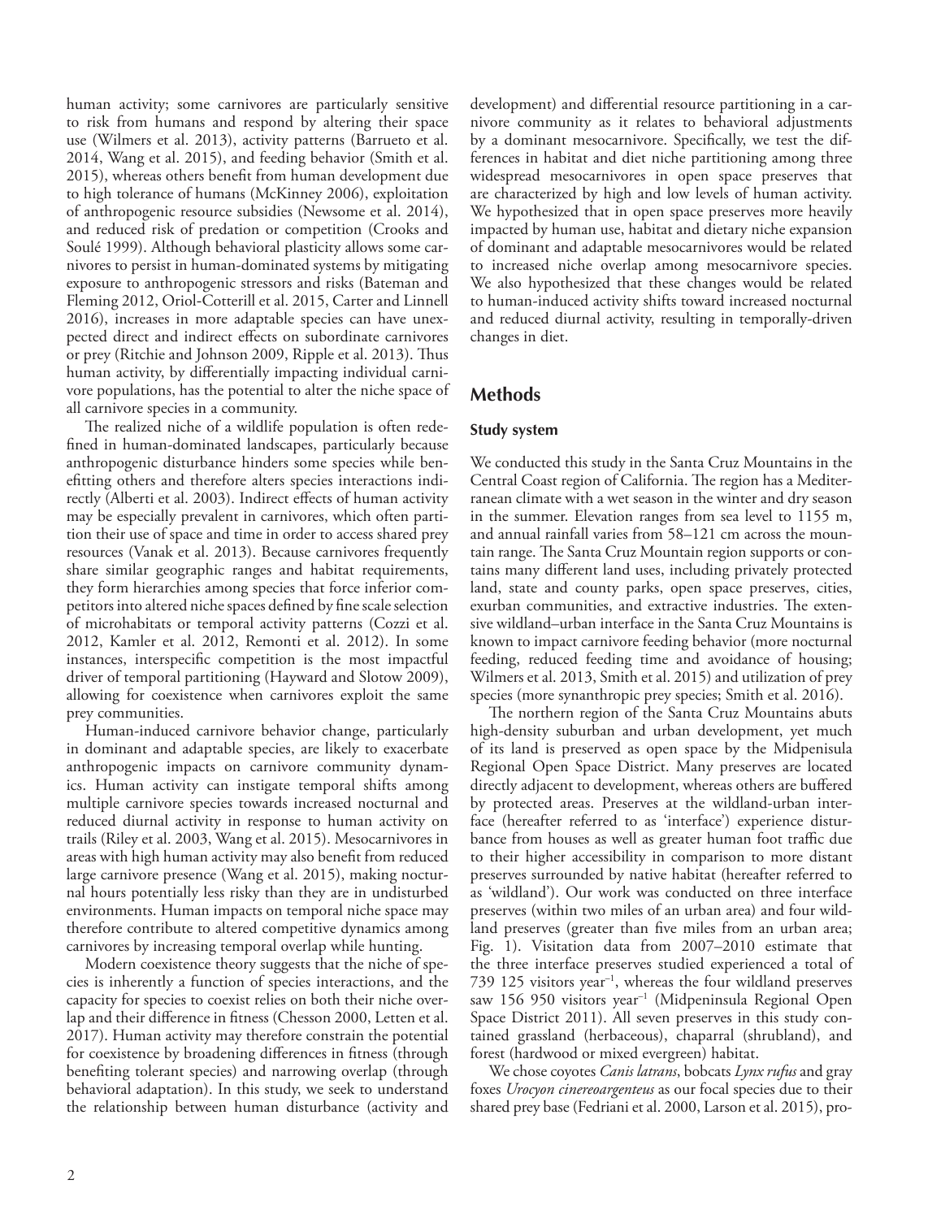human activity; some carnivores are particularly sensitive to risk from humans and respond by altering their space use (Wilmers et al. 2013), activity patterns (Barrueto et al. 2014, Wang et al. 2015), and feeding behavior (Smith et al. 2015), whereas others benefit from human development due to high tolerance of humans (McKinney 2006), exploitation of anthropogenic resource subsidies (Newsome et al. 2014), and reduced risk of predation or competition (Crooks and Soulé 1999). Although behavioral plasticity allows some carnivores to persist in human-dominated systems by mitigating exposure to anthropogenic stressors and risks (Bateman and Fleming 2012, Oriol-Cotterill et al. 2015, Carter and Linnell 2016), increases in more adaptable species can have unexpected direct and indirect effects on subordinate carnivores or prey (Ritchie and Johnson 2009, Ripple et al. 2013). Thus human activity, by differentially impacting individual carnivore populations, has the potential to alter the niche space of all carnivore species in a community.

The realized niche of a wildlife population is often redefined in human-dominated landscapes, particularly because anthropogenic disturbance hinders some species while benefitting others and therefore alters species interactions indirectly (Alberti et al. 2003). Indirect effects of human activity may be especially prevalent in carnivores, which often partition their use of space and time in order to access shared prey resources (Vanak et al. 2013). Because carnivores frequently share similar geographic ranges and habitat requirements, they form hierarchies among species that force inferior competitors into altered niche spaces defined by fine scale selection of microhabitats or temporal activity patterns (Cozzi et al. 2012, Kamler et al. 2012, Remonti et al. 2012). In some instances, interspecific competition is the most impactful driver of temporal partitioning (Hayward and Slotow 2009), allowing for coexistence when carnivores exploit the same prey communities.

Human-induced carnivore behavior change, particularly in dominant and adaptable species, are likely to exacerbate anthropogenic impacts on carnivore community dynamics. Human activity can instigate temporal shifts among multiple carnivore species towards increased nocturnal and reduced diurnal activity in response to human activity on trails (Riley et al. 2003, Wang et al. 2015). Mesocarnivores in areas with high human activity may also benefit from reduced large carnivore presence (Wang et al. 2015), making nocturnal hours potentially less risky than they are in undisturbed environments. Human impacts on temporal niche space may therefore contribute to altered competitive dynamics among carnivores by increasing temporal overlap while hunting.

Modern coexistence theory suggests that the niche of species is inherently a function of species interactions, and the capacity for species to coexist relies on both their niche overlap and their difference in fitness (Chesson 2000, Letten et al. 2017). Human activity may therefore constrain the potential for coexistence by broadening differences in fitness (through benefiting tolerant species) and narrowing overlap (through behavioral adaptation). In this study, we seek to understand the relationship between human disturbance (activity and development) and differential resource partitioning in a carnivore community as it relates to behavioral adjustments by a dominant mesocarnivore. Specifically, we test the differences in habitat and diet niche partitioning among three widespread mesocarnivores in open space preserves that are characterized by high and low levels of human activity. We hypothesized that in open space preserves more heavily impacted by human use, habitat and dietary niche expansion of dominant and adaptable mesocarnivores would be related to increased niche overlap among mesocarnivore species. We also hypothesized that these changes would be related to human-induced activity shifts toward increased nocturnal and reduced diurnal activity, resulting in temporally-driven changes in diet.

## Methods

### Study system

We conducted this study in the Santa Cruz Mountains in the Central Coast region of California. The region has a Mediterranean climate with a wet season in the winter and dry season in the summer. Elevation ranges from sea level to 1155 m, and annual rainfall varies from 58–121 cm across the mountain range. The Santa Cruz Mountain region supports or contains many different land uses, including privately protected land, state and county parks, open space preserves, cities, exurban communities, and extractive industries. The extensive wildland–urban interface in the Santa Cruz Mountains is known to impact carnivore feeding behavior (more nocturnal feeding, reduced feeding time and avoidance of housing; Wilmers et al. 2013, Smith et al. 2015) and utilization of prey species (more synanthropic prey species; Smith et al. 2016).

The northern region of the Santa Cruz Mountains abuts high-density suburban and urban development, yet much of its land is preserved as open space by the Midpenisula Regional Open Space District. Many preserves are located directly adjacent to development, whereas others are buffered by protected areas. Preserves at the wildland-urban interface (hereafter referred to as 'interface') experience disturbance from houses as well as greater human foot traffic due to their higher accessibility in comparison to more distant preserves surrounded by native habitat (hereafter referred to as 'wildland'). Our work was conducted on three interface preserves (within two miles of an urban area) and four wildland preserves (greater than five miles from an urban area; Fig. 1). Visitation data from 2007–2010 estimate that the three interface preserves studied experienced a total of 739 125 visitors year$^{-1}$, whereas the four wildland preserves saw 156 950 visitors year$^{-1}$ (Midpeninsula Regional Open Space District 2011). All seven preserves in this study contained grassland (herbaceous), chaparral (shrubland), and forest (hardwood or mixed evergreen) habitat.

We chose coyotes *Canis latrans*, bobcats *Lynx rufus* and gray foxes *Urocyon cinereoargenteus* as our focal species due to their shared prey base (Fedriani et al. 2000, Larson et al. 2015), pro-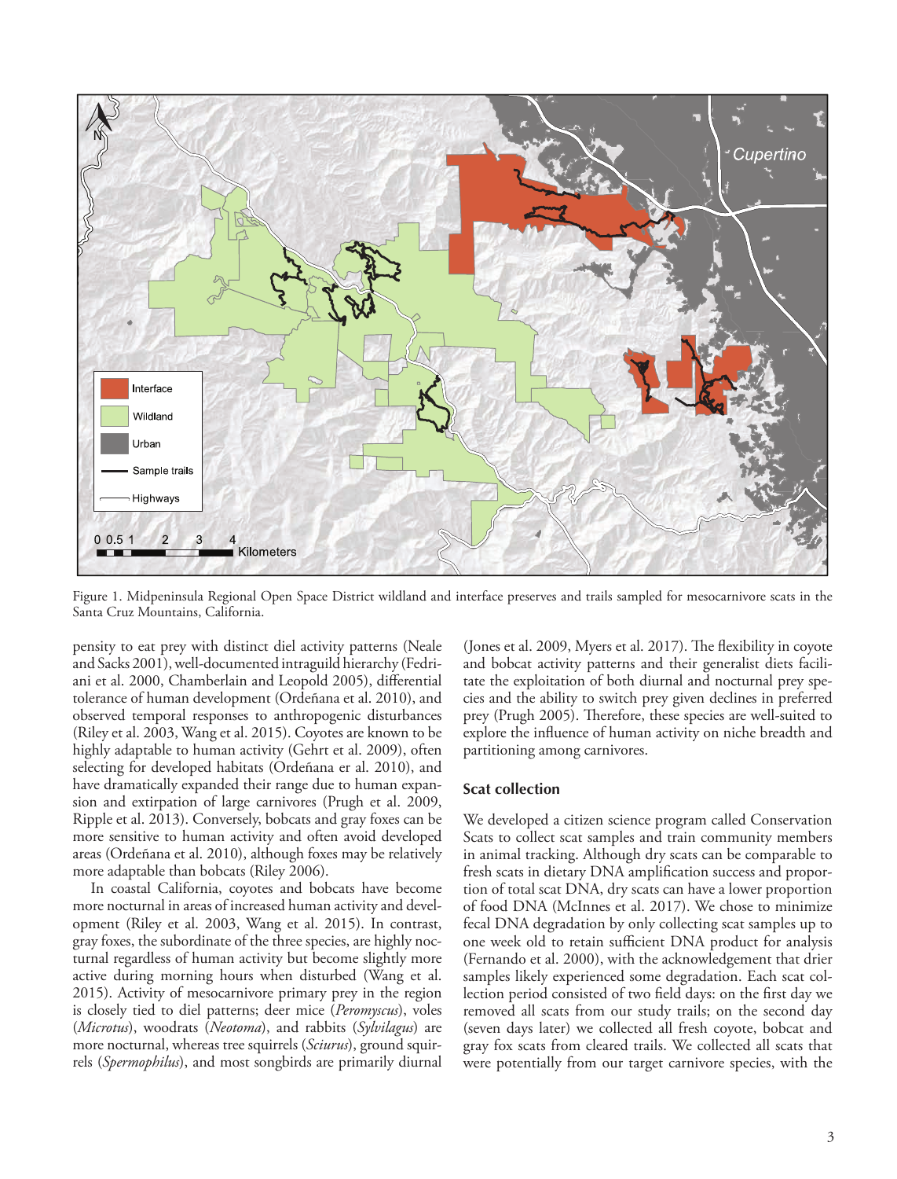Figure 1. Midpeninsula Regional Open Space District wildland and interface preserves and trails sampled for mesocarnivore scats in the Santa Cruz Mountains, California.

pensity to eat prey with distinct diel activity patterns (Neale and Sacks 2001), well-documented intraguild hierarchy (Fedriani et al. 2000, Chamberlain and Leopold 2005), differential tolerance of human development (Ordeñana et al. 2010), and observed temporal responses to anthropogenic disturbances (Riley et al. 2003, Wang et al. 2015). Coyotes are known to be highly adaptable to human activity (Gehrt et al. 2009), often selecting for developed habitats (Ordeñana er al. 2010), and have dramatically expanded their range due to human expansion and extirpation of large carnivores (Prugh et al. 2009, Ripple et al. 2013). Conversely, bobcats and gray foxes can be more sensitive to human activity and often avoid developed areas (Ordeñana et al. 2010), although foxes may be relatively more adaptable than bobcats (Riley 2006).

In coastal California, coyotes and bobcats have become more nocturnal in areas of increased human activity and development (Riley et al. 2003, Wang et al. 2015). In contrast, gray foxes, the subordinate of the three species, are highly nocturnal regardless of human activity but become slightly more active during morning hours when disturbed (Wang et al. 2015). Activity of mesocarnivore primary prey in the region is closely tied to diel patterns; deer mice (*Peromyscus*), voles (*Microtus*), woodrats (*Neotoma*), and rabbits (*Sylvilagus*) are more nocturnal, whereas tree squirrels (*Sciurus*), ground squirrels (*Spermophilus*), and most songbirds are primarily diurnal (Jones et al. 2009, Myers et al. 2017). The flexibility in coyote and bobcat activity patterns and their generalist diets facilitate the exploitation of both diurnal and nocturnal prey species and the ability to switch prey given declines in preferred prey (Prugh 2005). Therefore, these species are well-suited to explore the influence of human activity on niche breadth and partitioning among carnivores.

## Scat collection

We developed a citizen science program called Conservation Scats to collect scat samples and train community members in animal tracking. Although dry scats can be comparable to fresh scats in dietary DNA amplification success and proportion of total scat DNA, dry scats can have a lower proportion of food DNA (McInnes et al. 2017). We chose to minimize fecal DNA degradation by only collecting scat samples up to one week old to retain sufficient DNA product for analysis (Fernando et al. 2000), with the acknowledgement that drier samples likely experienced some degradation. Each scat collection period consisted of two field days: on the first day we removed all scats from our study trails; on the second day (seven days later) we collected all fresh coyote, bobcat and gray fox scats from cleared trails. We collected all scats that were potentially from our target carnivore species, with the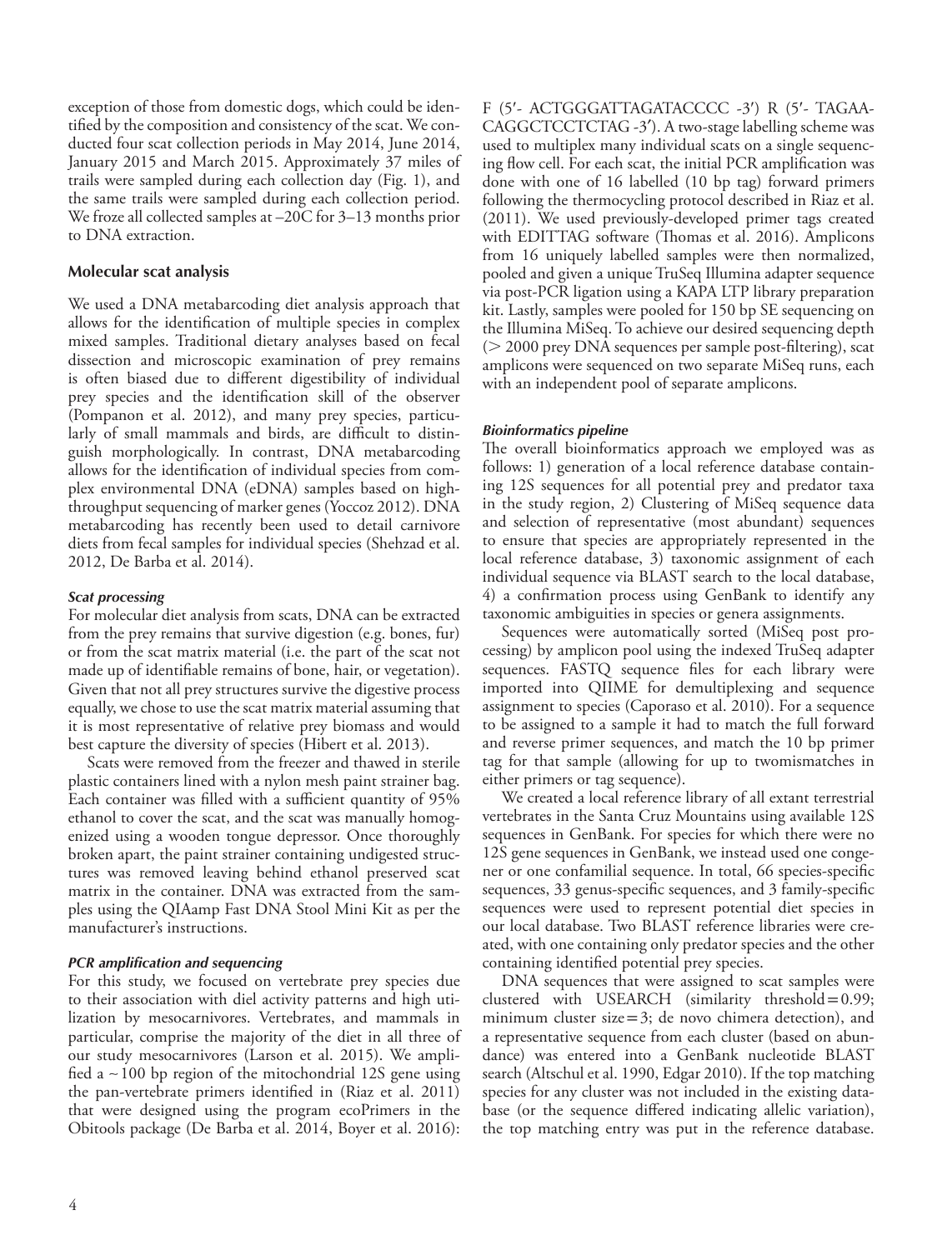exception of those from domestic dogs, which could be identified by the composition and consistency of the scat. We conducted four scat collection periods in May 2014, June 2014, January 2015 and March 2015. Approximately 37 miles of trails were sampled during each collection day (Fig. 1), and the same trails were sampled during each collection period. We froze all collected samples at –20C for 3–13 months prior to DNA extraction.

## Molecular scat analysis

We used a DNA metabarcoding diet analysis approach that allows for the identification of multiple species in complex mixed samples. Traditional dietary analyses based on fecal dissection and microscopic examination of prey remains is often biased due to different digestibility of individual prey species and the identification skill of the observer (Pompanon et al. 2012), and many prey species, particularly of small mammals and birds, are difficult to distinguish morphologically. In contrast, DNA metabarcoding allows for the identification of individual species from complex environmental DNA (eDNA) samples based on high-throughput sequencing of marker genes (Yoccoz 2012). DNA metabarcoding has recently been used to detail carnivore diets from fecal samples for individual species (Shehzad et al. 2012, De Barba et al. 2014).

### *Scat processing*

For molecular diet analysis from scats, DNA can be extracted from the prey remains that survive digestion (e.g. bones, fur) or from the scat matrix material (i.e. the part of the scat not made up of identifiable remains of bone, hair, or vegetation). Given that not all prey structures survive the digestive process equally, we chose to use the scat matrix material assuming that it is most representative of relative prey biomass and would best capture the diversity of species (Hibert et al. 2013).

Scats were removed from the freezer and thawed in sterile plastic containers lined with a nylon mesh paint strainer bag. Each container was filled with a sufficient quantity of 95% ethanol to cover the scat, and the scat was manually homogenized using a wooden tongue depressor. Once thoroughly broken apart, the paint strainer containing undigested structures was removed leaving behind ethanol preserved scat matrix in the container. DNA was extracted from the samples using the QIAamp Fast DNA Stool Mini Kit as per the manufacturer's instructions.

### *PCR amplification and sequencing*

For this study, we focused on vertebrate prey species due to their association with diel activity patterns and high utilization by mesocarnivores. Vertebrates, and mammals in particular, comprise the majority of the diet in all three of our study mesocarnivores (Larson et al. 2015). We amplified a ~100 bp region of the mitochondrial 12S gene using the pan-vertebrate primers identified in (Riaz et al. 2011) that were designed using the program ecoPrimers in the Obitools package (De Barba et al. 2014, Boyer et al. 2016): F (5′- ACTGGGATTAGATACCCC -3′) R (5′- TAGAACAGGCTCCTCTAG -3′). A two-stage labelling scheme was used to multiplex many individual scats on a single sequencing flow cell. For each scat, the initial PCR amplification was done with one of 16 labelled (10 bp tag) forward primers following the thermocycling protocol described in Riaz et al. (2011). We used previously-developed primer tags created with EDITTAG software (Thomas et al. 2016). Amplicons from 16 uniquely labelled samples were then normalized, pooled and given a unique TruSeq Illumina adapter sequence via post-PCR ligation using a KAPA LTP library preparation kit. Lastly, samples were pooled for 150 bp SE sequencing on the Illumina MiSeq. To achieve our desired sequencing depth (> 2000 prey DNA sequences per sample post-filtering), scat amplicons were sequenced on two separate MiSeq runs, each with an independent pool of separate amplicons.

### *Bioinformatics pipeline*

The overall bioinformatics approach we employed was as follows: 1) generation of a local reference database containing 12S sequences for all potential prey and predator taxa in the study region, 2) Clustering of MiSeq sequence data and selection of representative (most abundant) sequences to ensure that species are appropriately represented in the local reference database, 3) taxonomic assignment of each individual sequence via BLAST search to the local database, 4) a confirmation process using GenBank to identify any taxonomic ambiguities in species or genera assignments.

Sequences were automatically sorted (MiSeq post processing) by amplicon pool using the indexed TruSeq adapter sequences. FASTQ sequence files for each library were imported into QIIME for demultiplexing and sequence assignment to species (Caporaso et al. 2010). For a sequence to be assigned to a sample it had to match the full forward and reverse primer sequences, and match the 10 bp primer tag for that sample (allowing for up to twomismatches in either primers or tag sequence).

We created a local reference library of all extant terrestrial vertebrates in the Santa Cruz Mountains using available 12S sequences in GenBank. For species for which there were no 12S gene sequences in GenBank, we instead used one congener or one confamilial sequence. In total, 66 species-specific sequences, 33 genus-specific sequences, and 3 family-specific sequences were used to represent potential diet species in our local database. Two BLAST reference libraries were created, with one containing only predator species and the other containing identified potential prey species.

DNA sequences that were assigned to scat samples were clustered with USEARCH (similarity threshold = 0.99; minimum cluster size = 3; de novo chimera detection), and a representative sequence from each cluster (based on abundance) was entered into a GenBank nucleotide BLAST search (Altschul et al. 1990, Edgar 2010). If the top matching species for any cluster was not included in the existing database (or the sequence differed indicating allelic variation), the top matching entry was put in the reference database.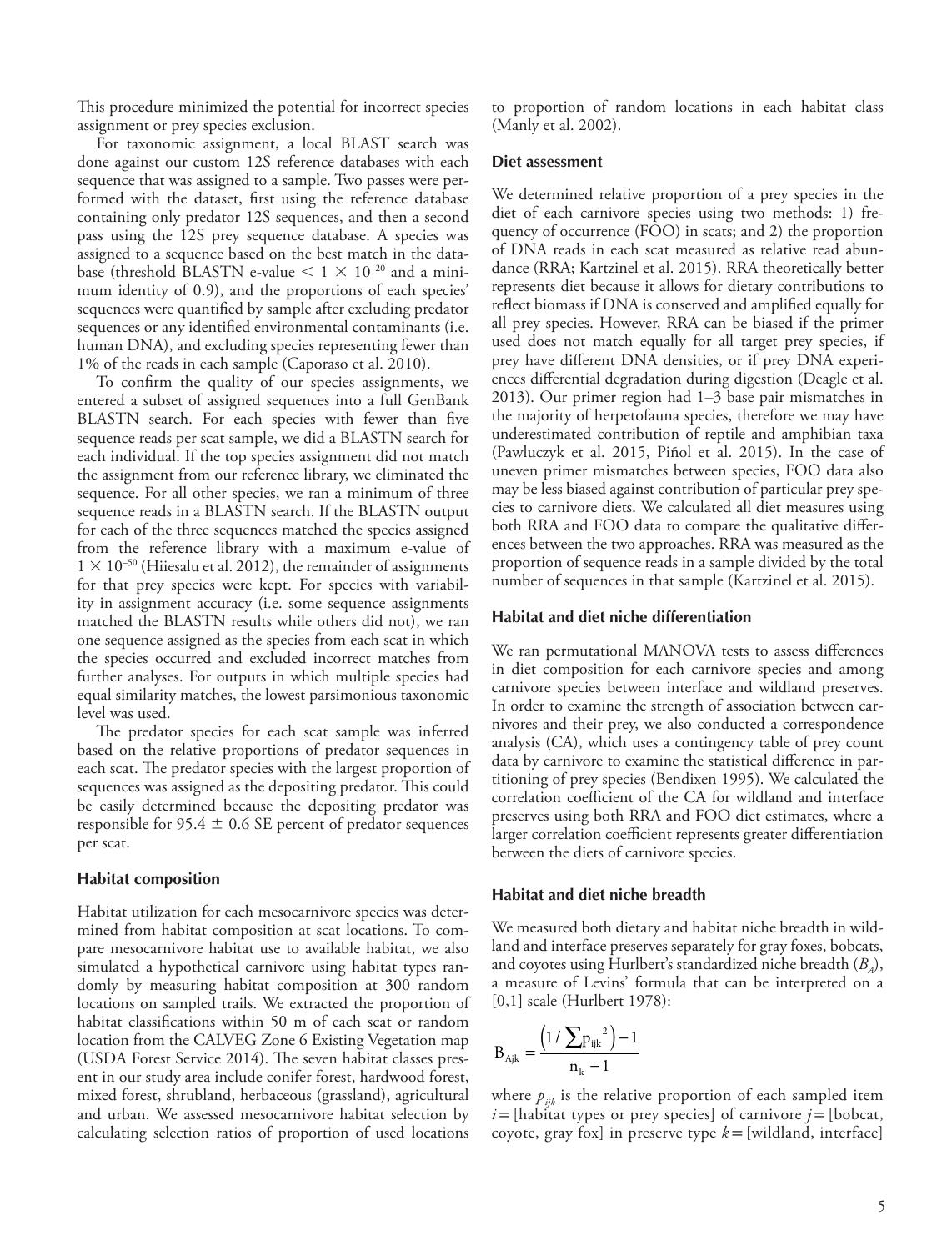This procedure minimized the potential for incorrect species assignment or prey species exclusion.

For taxonomic assignment, a local BLAST search was done against our custom 12S reference databases with each sequence that was assigned to a sample. Two passes were performed with the dataset, first using the reference database containing only predator 12S sequences, and then a second pass using the 12S prey sequence database. A species was assigned to a sequence based on the best match in the database (threshold BLASTN e-value $< 1 \times 10^{-20}$ and a minimum identity of 0.9), and the proportions of each species' sequences were quantified by sample after excluding predator sequences or any identified environmental contaminants (i.e. human DNA), and excluding species representing fewer than 1% of the reads in each sample (Caporaso et al. 2010).

To confirm the quality of our species assignments, we entered a subset of assigned sequences into a full GenBank BLASTN search. For each species with fewer than five sequence reads per scat sample, we did a BLASTN search for each individual. If the top species assignment did not match the assignment from our reference library, we eliminated the sequence. For all other species, we ran a minimum of three sequence reads in a BLASTN search. If the BLASTN output for each of the three sequences matched the species assigned from the reference library with a maximum e-value of $1 \times 10^{-50}$ (Hiiesalu et al. 2012), the remainder of assignments for that prey species were kept. For species with variability in assignment accuracy (i.e. some sequence assignments matched the BLASTN results while others did not), we ran one sequence assigned as the species from each scat in which the species occurred and excluded incorrect matches from further analyses. For outputs in which multiple species had equal similarity matches, the lowest parsimonious taxonomic level was used.

The predator species for each scat sample was inferred based on the relative proportions of predator sequences in each scat. The predator species with the largest proportion of sequences was assigned as the depositing predator. This could be easily determined because the depositing predator was responsible for 95.4 ± 0.6 SE percent of predator sequences per scat.

### Habitat composition

Habitat utilization for each mesocarnivore species was determined from habitat composition at scat locations. To compare mesocarnivore habitat use to available habitat, we also simulated a hypothetical carnivore using habitat types randomly by measuring habitat composition at 300 random locations on sampled trails. We extracted the proportion of habitat classifications within 50 m of each scat or random location from the CALVEG Zone 6 Existing Vegetation map (USDA Forest Service 2014). The seven habitat classes present in our study area include conifer forest, hardwood forest, mixed forest, shrubland, herbaceous (grassland), agricultural and urban. We assessed mesocarnivore habitat selection by calculating selection ratios of proportion of used locations to proportion of random locations in each habitat class (Manly et al. 2002).

### Diet assessment

We determined relative proportion of a prey species in the diet of each carnivore species using two methods: 1) frequency of occurrence (FOO) in scats; and 2) the proportion of DNA reads in each scat measured as relative read abundance (RRA; Kartzinel et al. 2015). RRA theoretically better represents diet because it allows for dietary contributions to reflect biomass if DNA is conserved and amplified equally for all prey species. However, RRA can be biased if the primer used does not match equally for all target prey species, if prey have different DNA densities, or if prey DNA experiences differential degradation during digestion (Deagle et al. 2013). Our primer region had 1–3 base pair mismatches in the majority of herpetofauna species, therefore we may have underestimated contribution of reptile and amphibian taxa (Pawluczyk et al. 2015, Piñol et al. 2015). In the case of uneven primer mismatches between species, FOO data also may be less biased against contribution of particular prey species to carnivore diets. We calculated all diet measures using both RRA and FOO data to compare the qualitative differences between the two approaches. RRA was measured as the proportion of sequence reads in a sample divided by the total number of sequences in that sample (Kartzinel et al. 2015).

### Habitat and diet niche differentiation

We ran permutational MANOVA tests to assess differences in diet composition for each carnivore species and among carnivore species between interface and wildland preserves. In order to examine the strength of association between carnivores and their prey, we also conducted a correspondence analysis (CA), which uses a contingency table of prey count data by carnivore to examine the statistical difference in partitioning of prey species (Bendixen 1995). We calculated the correlation coefficient of the CA for wildland and interface preserves using both RRA and FOO diet estimates, where a larger correlation coefficient represents greater differentiation between the diets of carnivore species.

### Habitat and diet niche breadth

We measured both dietary and habitat niche breadth in wildland and interface preserves separately for gray foxes, bobcats, and coyotes using Hurlbert's standardized niche breadth ($B_A$), a measure of Levins' formula that can be interpreted on a [0,1] scale (Hurlbert 1978):

$$B_{Ajk} = \frac{\left(1/\sum p_{ijk}^{2}\right) - 1}{n_k - 1}$$

where $p_{ijk}$ is the relative proportion of each sampled item $i$ = [habitat types or prey species] of carnivore $j$ = [bobcat, coyote, gray fox] in preserve type $k$ = [wildland, interface]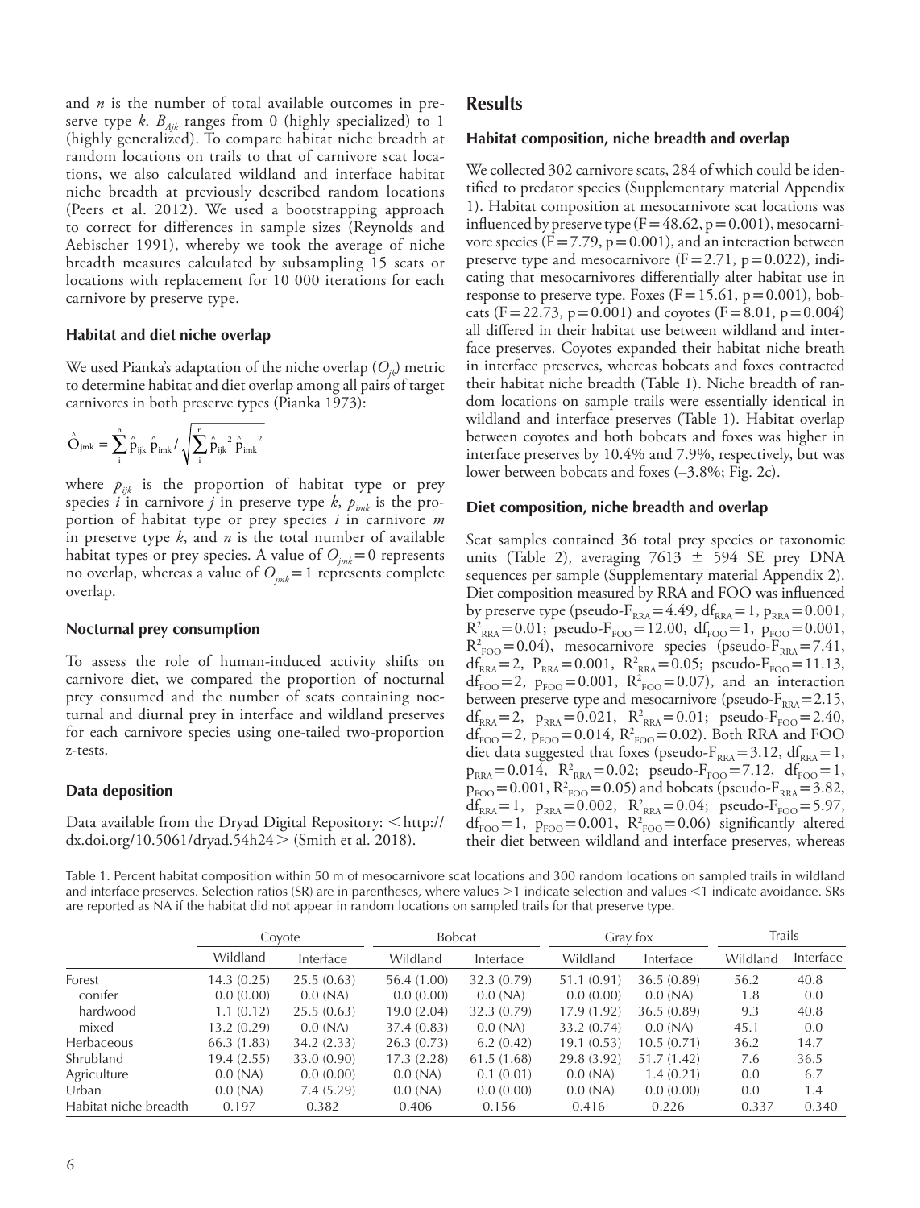and $n$ is the number of total available outcomes in preserve type $k$. $B_{Ajk}$ ranges from 0 (highly specialized) to 1 (highly generalized). To compare habitat niche breadth at random locations on trails to that of carnivore scat locations, we also calculated wildland and interface habitat niche breadth at previously described random locations (Peers et al. 2012). We used a bootstrapping approach to correct for differences in sample sizes (Reynolds and Aebischer 1991), whereby we took the average of niche breadth measures calculated by subsampling 15 scats or locations with replacement for 10 000 iterations for each carnivore by preserve type.

### Habitat and diet niche overlap

We used Pianka's adaptation of the niche overlap ($O_{jk}$) metric to determine habitat and diet overlap among all pairs of target carnivores in both preserve types (Pianka 1973):

$$\hat{O}_{jmk} = \sum_{i}^{n} \hat{p}_{ijk}\, \hat{p}_{imk} / \sqrt{\sum_{i}^{n} \hat{p}_{ijk}^{\,2}\, \hat{p}_{imk}^{\,2}}$$

where $p_{ijk}$ is the proportion of habitat type or prey species $i$ in carnivore $j$ in preserve type $k$, $p_{imk}$ is the proportion of habitat type or prey species $i$ in carnivore $m$ in preserve type $k$, and $n$ is the total number of available habitat types or prey species. A value of $O_{jmk} = 0$ represents no overlap, whereas a value of $O_{jmk} = 1$ represents complete overlap.

### Nocturnal prey consumption

To assess the role of human-induced activity shifts on carnivore diet, we compared the proportion of nocturnal prey consumed and the number of scats containing nocturnal and diurnal prey in interface and wildland preserves for each carnivore species using one-tailed two-proportion z-tests.

### Data deposition

Data available from the Dryad Digital Repository: < http://dx.doi.org/10.5061/dryad.54h24 > (Smith et al. 2018).

## Results

### Habitat composition, niche breadth and overlap

We collected 302 carnivore scats, 284 of which could be identified to predator species (Supplementary material Appendix 1). Habitat composition at mesocarnivore scat locations was influenced by preserve type ($F = 48.62$, $p = 0.001$), mesocarnivore species ($F = 7.79$, $p = 0.001$), and an interaction between preserve type and mesocarnivore ($F = 2.71$, $p = 0.022$), indicating that mesocarnivores differentially alter habitat use in response to preserve type. Foxes ($F = 15.61$, $p = 0.001$), bobcats ($F = 22.73$, $p = 0.001$) and coyotes ($F = 8.01$, $p = 0.004$) all differed in their habitat use between wildland and interface preserves. Coyotes expanded their habitat niche breath in interface preserves, whereas bobcats and foxes contracted their habitat niche breadth (Table 1). Niche breadth of random locations on sample trails were essentially identical in wildland and interface preserves (Table 1). Habitat overlap between coyotes and both bobcats and foxes was higher in interface preserves by 10.4% and 7.9%, respectively, but was lower between bobcats and foxes (–3.8%; Fig. 2c).

### Diet composition, niche breadth and overlap

Scat samples contained 36 total prey species or taxonomic units (Table 2), averaging 7613 ± 594 SE prey DNA sequences per sample (Supplementary material Appendix 2). Diet composition measured by RRA and FOO was influenced by preserve type (pseudo-$F_{RRA} = 4.49$, $df_{RRA} = 1$, $p_{RRA} = 0.001$, $R^2_{RRA} = 0.01$; pseudo-$F_{FOO} = 12.00$, $df_{FOO} = 1$, $p_{FOO} = 0.001$, $R^2_{FOO} = 0.04$), mesocarnivore species (pseudo-$F_{RRA} = 7.41$, $df_{RRA} = 2$, $P_{RRA} = 0.001$, $R^2_{RRA} = 0.05$; pseudo-$F_{FOO} = 11.13$, $df_{FOO} = 2$, $p_{FOO} = 0.001$, $R^2_{FOO} = 0.07$), and an interaction between preserve type and mesocarnivore (pseudo-$F_{RRA} = 2.15$, $df_{RRA} = 2$, $p_{RRA} = 0.021$, $R^2_{RRA} = 0.01$; pseudo-$F_{FOO} = 2.40$, $df_{FOO} = 2$, $p_{FOO} = 0.014$, $R^2_{FOO} = 0.02$). Both RRA and FOO diet data suggested that foxes (pseudo-$F_{RRA} = 3.12$, $df_{RRA} = 1$, $p_{RRA} = 0.014$, $R^2_{RRA} = 0.02$; pseudo-$F_{FOO} = 7.12$, $df_{FOO} = 1$, $p_{FOO} = 0.001$, $R^2_{FOO} = 0.05$) and bobcats (pseudo-$F_{RRA} = 3.82$, $df_{RRA} = 1$, $p_{RRA} = 0.002$, $R^2_{RRA} = 0.04$; pseudo-$F_{FOO} = 5.97$, $df_{FOO} = 1$, $p_{FOO} = 0.001$, $R^2_{FOO} = 0.06$) significantly altered their diet between wildland and interface preserves, whereas

Table 1. Percent habitat composition within 50 m of mesocarnivore scat locations and 300 random locations on sampled trails in wildland and interface preserves. Selection ratios (SR) are in parentheses, where values >1 indicate selection and values <1 indicate avoidance. SRs are reported as NA if the habitat did not appear in random locations on sampled trails for that preserve type.

| | Coyote | | Bobcat | | Gray fox | | Trails | |
|---|---|---|---|---|---|---|---|---|
| | Wildland | Interface | Wildland | Interface | Wildland | Interface | Wildland | Interface |
| Forest | 14.3 (0.25) | 25.5 (0.63) | 56.4 (1.00) | 32.3 (0.79) | 51.1 (0.91) | 36.5 (0.89) | 56.2 | 40.8 |
| conifer | 0.0 (0.00) | 0.0 (NA) | 0.0 (0.00) | 0.0 (NA) | 0.0 (0.00) | 0.0 (NA) | 1.8 | 0.0 |
| hardwood | 1.1 (0.12) | 25.5 (0.63) | 19.0 (2.04) | 32.3 (0.79) | 17.9 (1.92) | 36.5 (0.89) | 9.3 | 40.8 |
| mixed | 13.2 (0.29) | 0.0 (NA) | 37.4 (0.83) | 0.0 (NA) | 33.2 (0.74) | 0.0 (NA) | 45.1 | 0.0 |
| Herbaceous | 66.3 (1.83) | 34.2 (2.33) | 26.3 (0.73) | 6.2 (0.42) | 19.1 (0.53) | 10.5 (0.71) | 36.2 | 14.7 |
| Shrubland | 19.4 (2.55) | 33.0 (0.90) | 17.3 (2.28) | 61.5 (1.68) | 29.8 (3.92) | 51.7 (1.42) | 7.6 | 36.5 |
| Agriculture | 0.0 (NA) | 0.0 (0.00) | 0.0 (NA) | 0.1 (0.01) | 0.0 (NA) | 1.4 (0.21) | 0.0 | 6.7 |
| Urban | 0.0 (NA) | 7.4 (5.29) | 0.0 (NA) | 0.0 (0.00) | 0.0 (NA) | 0.0 (0.00) | 0.0 | 1.4 |
| Habitat niche breadth | 0.197 | 0.382 | 0.406 | 0.156 | 0.416 | 0.226 | 0.337 | 0.340 |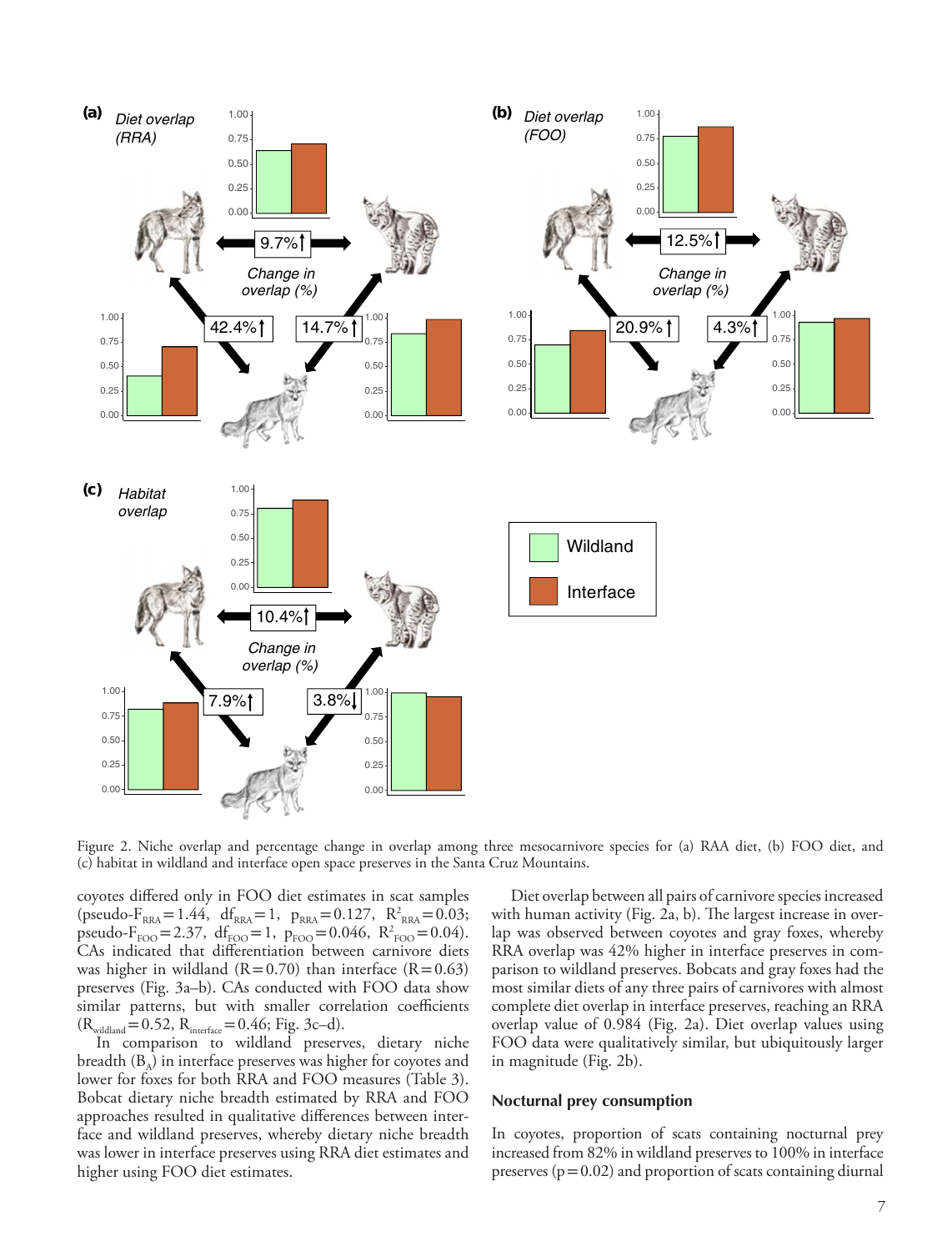Figure 2. Niche overlap and percentage change in overlap among three mesocarnivore species for (a) RAA diet, (b) FOO diet, and (c) habitat in wildland and interface open space preserves in the Santa Cruz Mountains.

coyotes differed only in FOO diet estimates in scat samples (pseudo-$F_{RRA} = 1.44$, $df_{RRA} = 1$, $p_{RRA} = 0.127$, $R^2_{RRA} = 0.03$; pseudo-$F_{FOO} = 2.37$, $df_{FOO} = 1$, $p_{FOO} = 0.046$, $R^2_{FOO} = 0.04$). CAs indicated that differentiation between carnivore diets was higher in wildland ($R = 0.70$) than interface ($R = 0.63$) preserves (Fig. 3a–b). CAs conducted with FOO data show similar patterns, but with smaller correlation coefficients ($R_{wildland} = 0.52$, $R_{interface} = 0.46$; Fig. 3c–d).

In comparison to wildland preserves, dietary niche breadth ($B_A$) in interface preserves was higher for coyotes and lower for foxes for both RRA and FOO measures (Table 3). Bobcat dietary niche breadth estimated by RRA and FOO approaches resulted in qualitative differences between interface and wildland preserves, whereby dietary niche breadth was lower in interface preserves using RRA diet estimates and higher using FOO diet estimates.

Diet overlap between all pairs of carnivore species increased with human activity (Fig. 2a, b). The largest increase in overlap was observed between coyotes and gray foxes, whereby RRA overlap was 42% higher in interface preserves in comparison to wildland preserves. Bobcats and gray foxes had the most similar diets of any three pairs of carnivores with almost complete diet overlap in interface preserves, reaching an RRA overlap value of 0.984 (Fig. 2a). Diet overlap values using FOO data were qualitatively similar, but ubiquitously larger in magnitude (Fig. 2b).

## Nocturnal prey consumption

In coyotes, proportion of scats containing nocturnal prey increased from 82% in wildland preserves to 100% in interface preserves ($p = 0.02$) and proportion of scats containing diurnal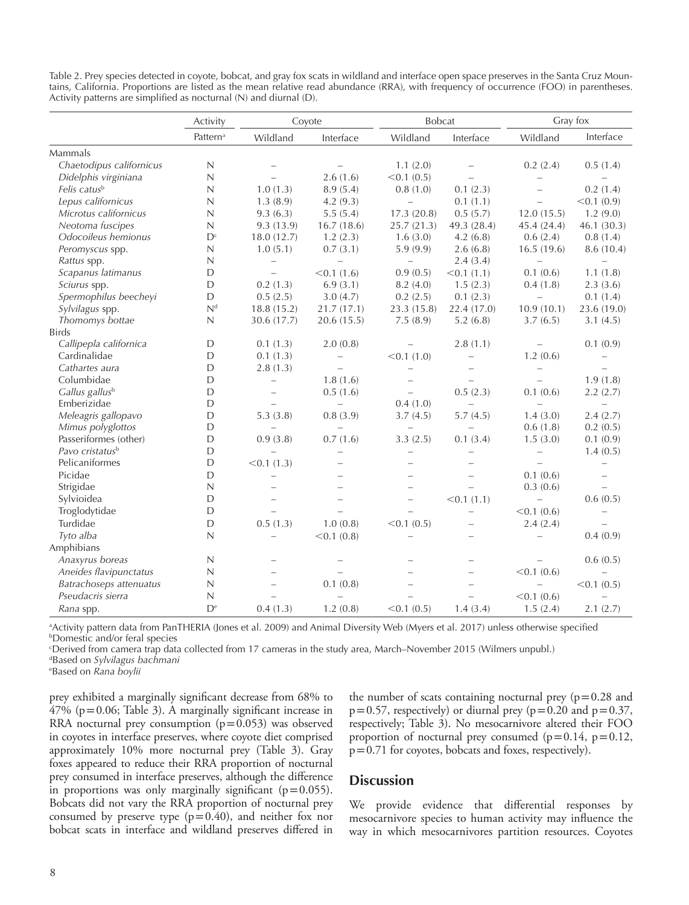Table 2. Prey species detected in coyote, bobcat, and gray fox scats in wildland and interface open space preserves in the Santa Cruz Mountains, California. Proportions are listed as the mean relative read abundance (RRA), with frequency of occurrence (FOO) in parentheses. Activity patterns are simplified as nocturnal (N) and diurnal (D).

| | Activity | Coyote | | Bobcat | | Gray fox | |
|---|---|---|---|---|---|---|---|
| | Pattern[a] | Wildland | Interface | Wildland | Interface | Wildland | Interface |
| Mammals | | | | | | | |
| *Chaetodipus californicus* | N | – | – | 1.1 (2.0) | – | 0.2 (2.4) | 0.5 (1.4) |
| *Didelphis virginiana* | N | – | 2.6 (1.6) | <0.1 (0.5) | – | – | – |
| *Felis catus*[b] | N | 1.0 (1.3) | 8.9 (5.4) | 0.8 (1.0) | 0.1 (2.3) | – | 0.2 (1.4) |
| *Lepus californicus* | N | 1.3 (8.9) | 4.2 (9.3) | – | 0.1 (1.1) | – | <0.1 (0.9) |
| *Microtus californicus* | N | 9.3 (6.3) | 5.5 (5.4) | 17.3 (20.8) | 0.5 (5.7) | 12.0 (15.5) | 1.2 (9.0) |
| *Neotoma fuscipes* | N | 9.3 (13.9) | 16.7 (18.6) | 25.7 (21.3) | 49.3 (28.4) | 45.4 (24.4) | 46.1 (30.3) |
| *Odocoileus hemionus* | D[c] | 18.0 (12.7) | 1.2 (2.3) | 1.6 (3.0) | 4.2 (6.8) | 0.6 (2.4) | 0.8 (1.4) |
| *Peromyscus* spp. | N | 1.0 (5.1) | 0.7 (3.1) | 5.9 (9.9) | 2.6 (6.8) | 16.5 (19.6) | 8.6 (10.4) |
| *Rattus* spp. | N | – | – | – | 2.4 (3.4) | – | – |
| *Scapanus latimanus* | D | – | <0.1 (1.6) | 0.9 (0.5) | <0.1 (1.1) | 0.1 (0.6) | 1.1 (1.8) |
| *Sciurus* spp. | D | 0.2 (1.3) | 6.9 (3.1) | 8.2 (4.0) | 1.5 (2.3) | 0.4 (1.8) | 2.3 (3.6) |
| *Spermophilus beecheyi* | D | 0.5 (2.5) | 3.0 (4.7) | 0.2 (2.5) | 0.1 (2.3) | – | 0.1 (1.4) |
| *Sylvilagus* spp. | N[d] | 18.8 (15.2) | 21.7 (17.1) | 23.3 (15.8) | 22.4 (17.0) | 10.9 (10.1) | 23.6 (19.0) |
| *Thomomys bottae* | N | 30.6 (17.7) | 20.6 (15.5) | 7.5 (8.9) | 5.2 (6.8) | 3.7 (6.5) | 3.1 (4.5) |
| Birds | | | | | | | |
| *Callipepla californica* | D | 0.1 (1.3) | 2.0 (0.8) | – | 2.8 (1.1) | – | 0.1 (0.9) |
| Cardinalidae | D | 0.1 (1.3) | – | <0.1 (1.0) | – | 1.2 (0.6) | – |
| *Cathartes aura* | D | 2.8 (1.3) | – | – | – | – | – |
| Columbidae | D | – | 1.8 (1.6) | – | – | – | 1.9 (1.8) |
| *Gallus gallus*[b] | D | – | 0.5 (1.6) | – | 0.5 (2.3) | 0.1 (0.6) | 2.2 (2.7) |
| Emberizidae | D | – | – | 0.4 (1.0) | – | – | – |
| *Meleagris gallopavo* | D | 5.3 (3.8) | 0.8 (3.9) | 3.7 (4.5) | 5.7 (4.5) | 1.4 (3.0) | 2.4 (2.7) |
| *Mimus polyglottos* | D | – | – | – | – | 0.6 (1.8) | 0.2 (0.5) |
| Passeriformes (other) | D | 0.9 (3.8) | 0.7 (1.6) | 3.3 (2.5) | 0.1 (3.4) | 1.5 (3.0) | 0.1 (0.9) |
| *Pavo cristatus*[b] | D | – | – | – | – | – | 1.4 (0.5) |
| Pelicaniformes | D | <0.1 (1.3) | – | – | – | – | – |
| Picidae | D | – | – | – | – | 0.1 (0.6) | – |
| Strigidae | N | – | – | – | – | 0.3 (0.6) | – |
| Sylvioidea | D | – | – | – | <0.1 (1.1) | – | 0.6 (0.5) |
| Troglodytidae | D | – | – | – | – | <0.1 (0.6) | – |
| Turdidae | D | 0.5 (1.3) | 1.0 (0.8) | <0.1 (0.5) | – | 2.4 (2.4) | – |
| *Tyto alba* | N | – | <0.1 (0.8) | – | – | – | 0.4 (0.9) |
| Amphibians | | | | | | | |
| *Anaxyrus boreas* | N | – | – | – | – | – | 0.6 (0.5) |
| *Aneides flavipunctatus* | N | – | – | – | – | <0.1 (0.6) | – |
| *Batrachoseps attenuatus* | N | – | 0.1 (0.8) | – | – | – | <0.1 (0.5) |
| *Pseudacris sierra* | N | – | – | – | – | <0.1 (0.6) | – |
| *Rana* spp. | D[e] | 0.4 (1.3) | 1.2 (0.8) | <0.1 (0.5) | 1.4 (3.4) | 1.5 (2.4) | 2.1 (2.7) |

[a]Activity pattern data from PanTHERIA (Jones et al. 2009) and Animal Diversity Web (Myers et al. 2017) unless otherwise specified
[b]Domestic and/or feral species
[c]Derived from camera trap data collected from 17 cameras in the study area, March–November 2015 (Wilmers unpubl.)
[d]Based on *Sylvilagus bachmani*
[e]Based on *Rana boylii*

prey exhibited a marginally significant decrease from 68% to 47% ($p=0.06$; Table 3). A marginally significant increase in RRA nocturnal prey consumption ($p=0.053$) was observed in coyotes in interface preserves, where coyote diet comprised approximately 10% more nocturnal prey (Table 3). Gray foxes appeared to reduce their RRA proportion of nocturnal prey consumed in interface preserves, although the difference in proportions was only marginally significant ($p=0.055$). Bobcats did not vary the RRA proportion of nocturnal prey consumed by preserve type ($p=0.40$), and neither fox nor bobcat scats in interface and wildland preserves differed in the number of scats containing nocturnal prey ($p=0.28$ and $p=0.57$, respectively) or diurnal prey ($p=0.20$ and $p=0.37$, respectively; Table 3). No mesocarnivore altered their FOO proportion of nocturnal prey consumed ($p=0.14$, $p=0.12$, $p=0.71$ for coyotes, bobcats and foxes, respectively).

## Discussion

We provide evidence that differential responses by mesocarnivore species to human activity may influence the way in which mesocarnivores partition resources. Coyotes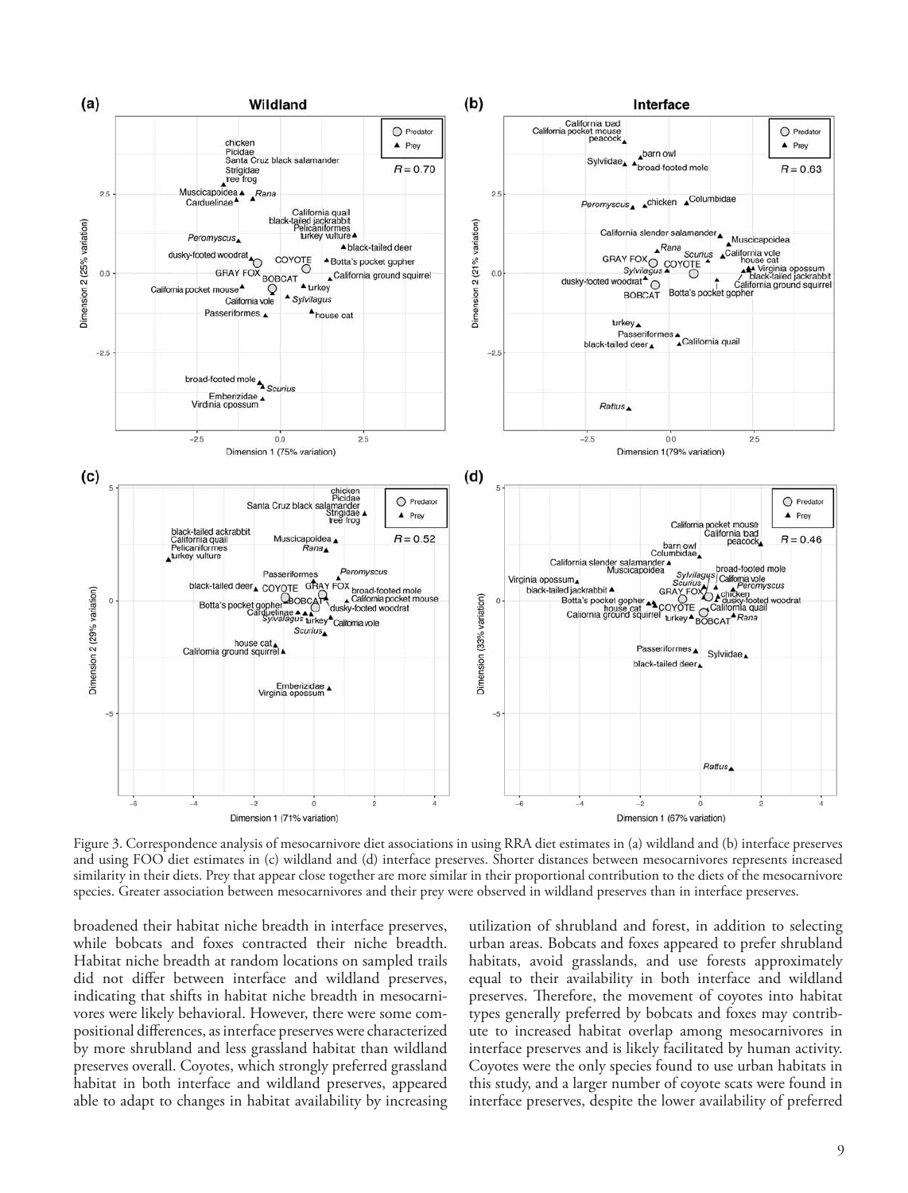Figure 3. Correspondence analysis of mesocarnivore diet associations in using RRA diet estimates in (a) wildland and (b) interface preserves and using FOO diet estimates in (c) wildland and (d) interface preserves. Shorter distances between mesocarnivores represents increased similarity in their diets. Prey that appear close together are more similar in their proportional contribution to the diets of the mesocarnivore species. Greater association between mesocarnivores and their prey were observed in wildland preserves than in interface preserves.

broadened their habitat niche breadth in interface preserves, while bobcats and foxes contracted their niche breadth. Habitat niche breadth at random locations on sampled trails did not differ between interface and wildland preserves, indicating that shifts in habitat niche breadth in mesocarnivores were likely behavioral. However, there were some compositional differences, as interface preserves were characterized by more shrubland and less grassland habitat than wildland preserves overall. Coyotes, which strongly preferred grassland habitat in both interface and wildland preserves, appeared able to adapt to changes in habitat availability by increasing utilization of shrubland and forest, in addition to selecting urban areas. Bobcats and foxes appeared to prefer shrubland habitats, avoid grasslands, and use forests approximately equal to their availability in both interface and wildland preserves. Therefore, the movement of coyotes into habitat types generally preferred by bobcats and foxes may contribute to increased habitat overlap among mesocarnivores in interface preserves and is likely facilitated by human activity. Coyotes were the only species found to use urban habitats in this study, and a larger number of coyote scats were found in interface preserves, despite the lower availability of preferred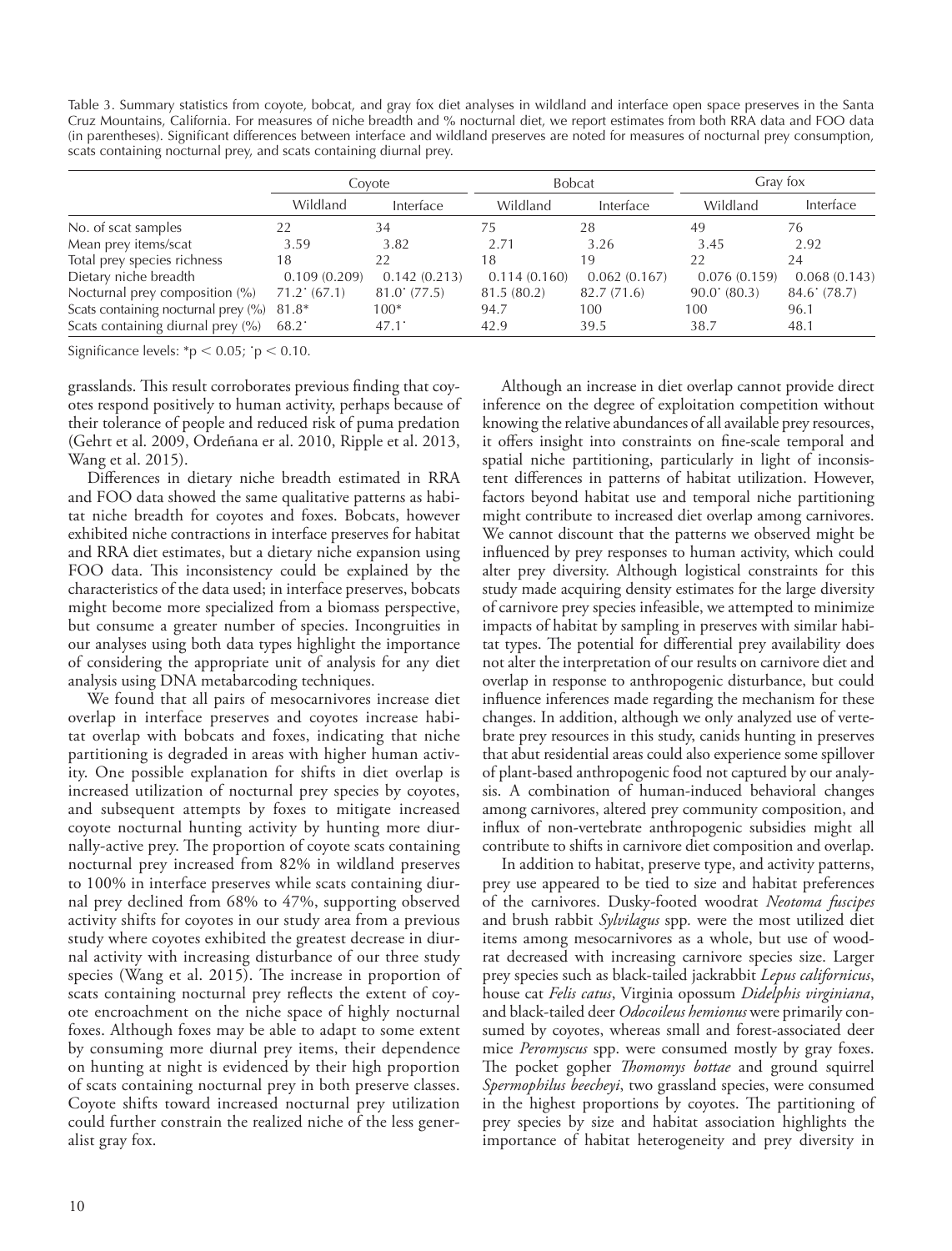Table 3. Summary statistics from coyote, bobcat, and gray fox diet analyses in wildland and interface open space preserves in the Santa Cruz Mountains, California. For measures of niche breadth and % nocturnal diet, we report estimates from both RRA data and FOO data (in parentheses). Significant differences between interface and wildland preserves are noted for measures of nocturnal prey consumption, scats containing nocturnal prey, and scats containing diurnal prey.

| | Coyote | | Bobcat | | Gray fox | |
|---|---|---|---|---|---|---|
| | Wildland | Interface | Wildland | Interface | Wildland | Interface |
| No. of scat samples | 22 | 34 | 75 | 28 | 49 | 76 |
| Mean prey items/scat | 3.59 | 3.82 | 2.71 | 3.26 | 3.45 | 2.92 |
| Total prey species richness | 18 | 22 | 18 | 19 | 22 | 24 |
| Dietary niche breadth | 0.109 (0.209) | 0.142 (0.213) | 0.114 (0.160) | 0.062 (0.167) | 0.076 (0.159) | 0.068 (0.143) |
| Nocturnal prey composition (%) | 71.2˙ (67.1) | 81.0˙ (77.5) | 81.5 (80.2) | 82.7 (71.6) | 90.0˙ (80.3) | 84.6˙ (78.7) |
| Scats containing nocturnal prey (%) | 81.8* | 100* | 94.7 | 100 | 100 | 96.1 |
| Scats containing diurnal prey (%) | 68.2˙ | 47.1˙ | 42.9 | 39.5 | 38.7 | 48.1 |

Significance levels: *$p < 0.05$; ˙$p < 0.10$.

grasslands. This result corroborates previous finding that coyotes respond positively to human activity, perhaps because of their tolerance of people and reduced risk of puma predation (Gehrt et al. 2009, Ordeñana er al. 2010, Ripple et al. 2013, Wang et al. 2015).

Differences in dietary niche breadth estimated in RRA and FOO data showed the same qualitative patterns as habitat niche breadth for coyotes and foxes. Bobcats, however exhibited niche contractions in interface preserves for habitat and RRA diet estimates, but a dietary niche expansion using FOO data. This inconsistency could be explained by the characteristics of the data used; in interface preserves, bobcats might become more specialized from a biomass perspective, but consume a greater number of species. Incongruities in our analyses using both data types highlight the importance of considering the appropriate unit of analysis for any diet analysis using DNA metabarcoding techniques.

We found that all pairs of mesocarnivores increase diet overlap in interface preserves and coyotes increase habitat overlap with bobcats and foxes, indicating that niche partitioning is degraded in areas with higher human activity. One possible explanation for shifts in diet overlap is increased utilization of nocturnal prey species by coyotes, and subsequent attempts by foxes to mitigate increased coyote nocturnal hunting activity by hunting more diurnally-active prey. The proportion of coyote scats containing nocturnal prey increased from 82% in wildland preserves to 100% in interface preserves while scats containing diurnal prey declined from 68% to 47%, supporting observed activity shifts for coyotes in our study area from a previous study where coyotes exhibited the greatest decrease in diurnal activity with increasing disturbance of our three study species (Wang et al. 2015). The increase in proportion of scats containing nocturnal prey reflects the extent of coyote encroachment on the niche space of highly nocturnal foxes. Although foxes may be able to adapt to some extent by consuming more diurnal prey items, their dependence on hunting at night is evidenced by their high proportion of scats containing nocturnal prey in both preserve classes. Coyote shifts toward increased nocturnal prey utilization could further constrain the realized niche of the less generalist gray fox.

Although an increase in diet overlap cannot provide direct inference on the degree of exploitation competition without knowing the relative abundances of all available prey resources, it offers insight into constraints on fine-scale temporal and spatial niche partitioning, particularly in light of inconsistent differences in patterns of habitat utilization. However, factors beyond habitat use and temporal niche partitioning might contribute to increased diet overlap among carnivores. We cannot discount that the patterns we observed might be influenced by prey responses to human activity, which could alter prey diversity. Although logistical constraints for this study made acquiring density estimates for the large diversity of carnivore prey species infeasible, we attempted to minimize impacts of habitat by sampling in preserves with similar habitat types. The potential for differential prey availability does not alter the interpretation of our results on carnivore diet and overlap in response to anthropogenic disturbance, but could influence inferences made regarding the mechanism for these changes. In addition, although we only analyzed use of vertebrate prey resources in this study, canids hunting in preserves that abut residential areas could also experience some spillover of plant-based anthropogenic food not captured by our analysis. A combination of human-induced behavioral changes among carnivores, altered prey community composition, and influx of non-vertebrate anthropogenic subsidies might all contribute to shifts in carnivore diet composition and overlap.

In addition to habitat, preserve type, and activity patterns, prey use appeared to be tied to size and habitat preferences of the carnivores. Dusky-footed woodrat *Neotoma fuscipes* and brush rabbit *Sylvilagus* spp. were the most utilized diet items among mesocarnivores as a whole, but use of woodrat decreased with increasing carnivore species size. Larger prey species such as black-tailed jackrabbit *Lepus californicus*, house cat *Felis catus*, Virginia opossum *Didelphis virginiana*, and black-tailed deer *Odocoileus hemionus* were primarily consumed by coyotes, whereas small and forest-associated deer mice *Peromyscus* spp. were consumed mostly by gray foxes. The pocket gopher *Thomomys bottae* and ground squirrel *Spermophilus beecheyi*, two grassland species, were consumed in the highest proportions by coyotes. The partitioning of prey species by size and habitat association highlights the importance of habitat heterogeneity and prey diversity in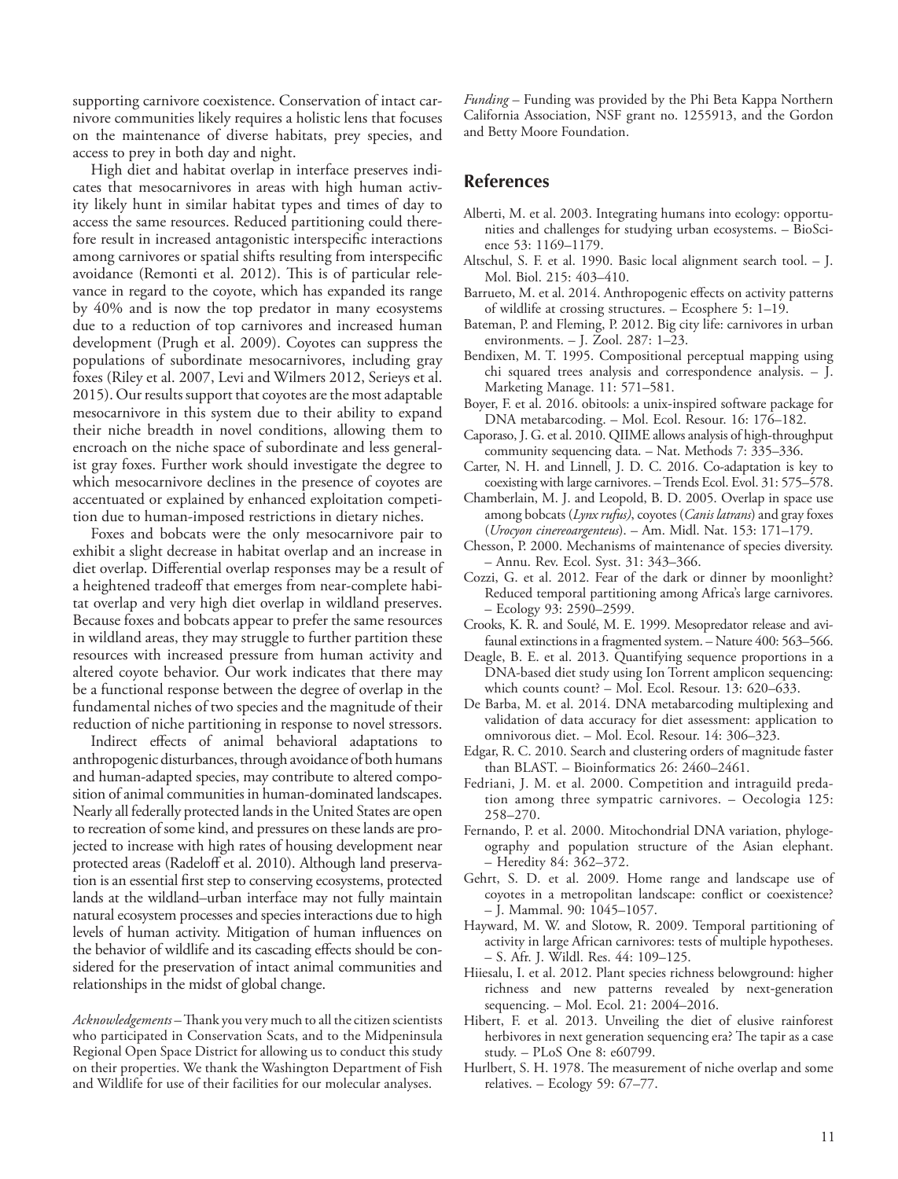supporting carnivore coexistence. Conservation of intact carnivore communities likely requires a holistic lens that focuses on the maintenance of diverse habitats, prey species, and access to prey in both day and night.

High diet and habitat overlap in interface preserves indicates that mesocarnivores in areas with high human activity likely hunt in similar habitat types and times of day to access the same resources. Reduced partitioning could therefore result in increased antagonistic interspecific interactions among carnivores or spatial shifts resulting from interspecific avoidance (Remonti et al. 2012). This is of particular relevance in regard to the coyote, which has expanded its range by 40% and is now the top predator in many ecosystems due to a reduction of top carnivores and increased human development (Prugh et al. 2009). Coyotes can suppress the populations of subordinate mesocarnivores, including gray foxes (Riley et al. 2007, Levi and Wilmers 2012, Serieys et al. 2015). Our results support that coyotes are the most adaptable mesocarnivore in this system due to their ability to expand their niche breadth in novel conditions, allowing them to encroach on the niche space of subordinate and less generalist gray foxes. Further work should investigate the degree to which mesocarnivore declines in the presence of coyotes are accentuated or explained by enhanced exploitation competition due to human-imposed restrictions in dietary niches.

Foxes and bobcats were the only mesocarnivore pair to exhibit a slight decrease in habitat overlap and an increase in diet overlap. Differential overlap responses may be a result of a heightened tradeoff that emerges from near-complete habitat overlap and very high diet overlap in wildland preserves. Because foxes and bobcats appear to prefer the same resources in wildland areas, they may struggle to further partition these resources with increased pressure from human activity and altered coyote behavior. Our work indicates that there may be a functional response between the degree of overlap in the fundamental niches of two species and the magnitude of their reduction of niche partitioning in response to novel stressors.

Indirect effects of animal behavioral adaptations to anthropogenic disturbances, through avoidance of both humans and human-adapted species, may contribute to altered composition of animal communities in human-dominated landscapes. Nearly all federally protected lands in the United States are open to recreation of some kind, and pressures on these lands are projected to increase with high rates of housing development near protected areas (Radeloff et al. 2010). Although land preservation is an essential first step to conserving ecosystems, protected lands at the wildland–urban interface may not fully maintain natural ecosystem processes and species interactions due to high levels of human activity. Mitigation of human influences on the behavior of wildlife and its cascading effects should be considered for the preservation of intact animal communities and relationships in the midst of global change.

*Acknowledgements* – Thank you very much to all the citizen scientists who participated in Conservation Scats, and to the Midpeninsula Regional Open Space District for allowing us to conduct this study on their properties. We thank the Washington Department of Fish and Wildlife for use of their facilities for our molecular analyses.

*Funding* – Funding was provided by the Phi Beta Kappa Northern California Association, NSF grant no. 1255913, and the Gordon and Betty Moore Foundation.

## References

Alberti, M. et al. 2003. Integrating humans into ecology: opportunities and challenges for studying urban ecosystems. – BioScience 53: 1169–1179.

Altschul, S. F. et al. 1990. Basic local alignment search tool. – J. Mol. Biol. 215: 403–410.

Barrueto, M. et al. 2014. Anthropogenic effects on activity patterns of wildlife at crossing structures. – Ecosphere 5: 1–19.

Bateman, P. and Fleming, P. 2012. Big city life: carnivores in urban environments. – J. Zool. 287: 1–23.

Bendixen, M. T. 1995. Compositional perceptual mapping using chi squared trees analysis and correspondence analysis. – J. Marketing Manage. 11: 571–581.

Boyer, F. et al. 2016. obitools: a unix-inspired software package for DNA metabarcoding. – Mol. Ecol. Resour. 16: 176–182.

Caporaso, J. G. et al. 2010. QIIME allows analysis of high-throughput community sequencing data. – Nat. Methods 7: 335–336.

Carter, N. H. and Linnell, J. D. C. 2016. Co-adaptation is key to coexisting with large carnivores. – Trends Ecol. Evol. 31: 575–578.

Chamberlain, M. J. and Leopold, B. D. 2005. Overlap in space use among bobcats (*Lynx rufus*), coyotes (*Canis latrans*) and gray foxes (*Urocyon cinereoargenteus*). – Am. Midl. Nat. 153: 171–179.

Chesson, P. 2000. Mechanisms of maintenance of species diversity. – Annu. Rev. Ecol. Syst. 31: 343–366.

Cozzi, G. et al. 2012. Fear of the dark or dinner by moonlight? Reduced temporal partitioning among Africa's large carnivores. – Ecology 93: 2590–2599.

Crooks, K. R. and Soulé, M. E. 1999. Mesopredator release and avifaunal extinctions in a fragmented system. – Nature 400: 563–566.

Deagle, B. E. et al. 2013. Quantifying sequence proportions in a DNA-based diet study using Ion Torrent amplicon sequencing: which counts count? – Mol. Ecol. Resour. 13: 620–633.

De Barba, M. et al. 2014. DNA metabarcoding multiplexing and validation of data accuracy for diet assessment: application to omnivorous diet. – Mol. Ecol. Resour. 14: 306–323.

Edgar, R. C. 2010. Search and clustering orders of magnitude faster than BLAST. – Bioinformatics 26: 2460–2461.

Fedriani, J. M. et al. 2000. Competition and intraguild predation among three sympatric carnivores. – Oecologia 125: 258–270.

Fernando, P. et al. 2000. Mitochondrial DNA variation, phylogeography and population structure of the Asian elephant. – Heredity 84: 362–372.

Gehrt, S. D. et al. 2009. Home range and landscape use of coyotes in a metropolitan landscape: conflict or coexistence? – J. Mammal. 90: 1045–1057.

Hayward, M. W. and Slotow, R. 2009. Temporal partitioning of activity in large African carnivores: tests of multiple hypotheses. – S. Afr. J. Wildl. Res. 44: 109–125.

Hiiesalu, I. et al. 2012. Plant species richness belowground: higher richness and new patterns revealed by next-generation sequencing. – Mol. Ecol. 21: 2004–2016.

Hibert, F. et al. 2013. Unveiling the diet of elusive rainforest herbivores in next generation sequencing era? The tapir as a case study. – PLoS One 8: e60799.

Hurlbert, S. H. 1978. The measurement of niche overlap and some relatives. – Ecology 59: 67–77.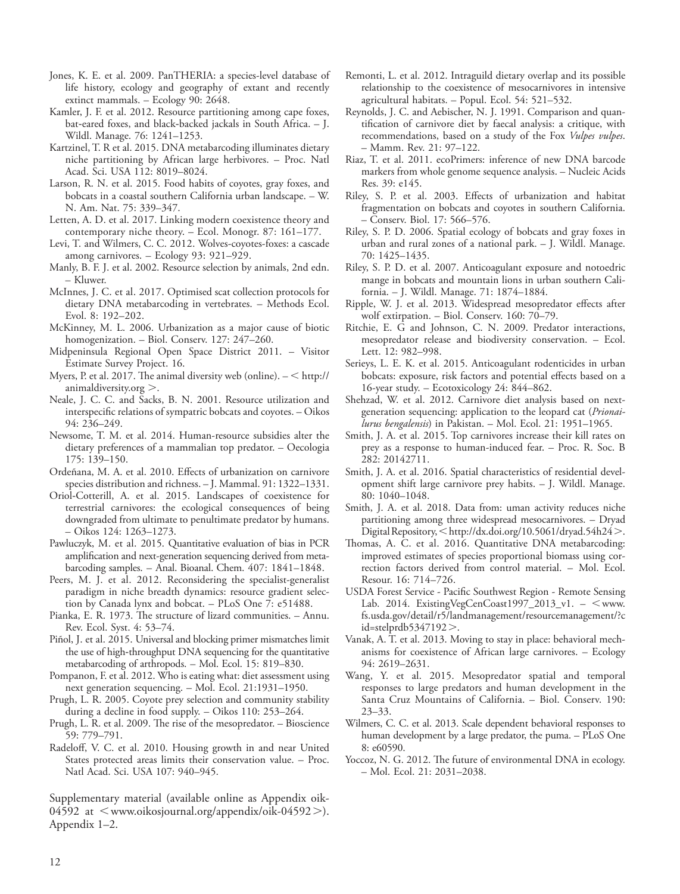Jones, K. E. et al. 2009. PanTHERIA: a species-level database of life history, ecology and geography of extant and recently extinct mammals. – Ecology 90: 2648.

Kamler, J. F. et al. 2012. Resource partitioning among cape foxes, bat-eared foxes, and black-backed jackals in South Africa. – J. Wildl. Manage. 76: 1241–1253.

Kartzinel, T. R et al. 2015. DNA metabarcoding illuminates dietary niche partitioning by African large herbivores. – Proc. Natl Acad. Sci. USA 112: 8019–8024.

Larson, R. N. et al. 2015. Food habits of coyotes, gray foxes, and bobcats in a coastal southern California urban landscape. – W. N. Am. Nat. 75: 339–347.

Letten, A. D. et al. 2017. Linking modern coexistence theory and contemporary niche theory. – Ecol. Monogr. 87: 161–177.

Levi, T. and Wilmers, C. C. 2012. Wolves-coyotes-foxes: a cascade among carnivores. – Ecology 93: 921–929.

Manly, B. F. J. et al. 2002. Resource selection by animals, 2nd edn. – Kluwer.

McInnes, J. C. et al. 2017. Optimised scat collection protocols for dietary DNA metabarcoding in vertebrates. – Methods Ecol. Evol. 8: 192–202.

McKinney, M. L. 2006. Urbanization as a major cause of biotic homogenization. – Biol. Conserv. 127: 247–260.

Midpeninsula Regional Open Space District 2011. – Visitor Estimate Survey Project. 16.

Myers, P. et al. 2017. The animal diversity web (online). – < http://animaldiversity.org >.

Neale, J. C. C. and Sacks, B. N. 2001. Resource utilization and interspecific relations of sympatric bobcats and coyotes. – Oikos 94: 236–249.

Newsome, T. M. et al. 2014. Human-resource subsidies alter the dietary preferences of a mammalian top predator. – Oecologia 175: 139–150.

Ordeñana, M. A. et al. 2010. Effects of urbanization on carnivore species distribution and richness. – J. Mammal. 91: 1322–1331.

Oriol-Cotterill, A. et al. 2015. Landscapes of coexistence for terrestrial carnivores: the ecological consequences of being downgraded from ultimate to penultimate predator by humans. – Oikos 124: 1263–1273.

Pawluczyk, M. et al. 2015. Quantitative evaluation of bias in PCR amplification and next-generation sequencing derived from metabarcoding samples. – Anal. Bioanal. Chem. 407: 1841–1848.

Peers, M. J. et al. 2012. Reconsidering the specialist-generalist paradigm in niche breadth dynamics: resource gradient selection by Canada lynx and bobcat. – PLoS One 7: e51488.

Pianka, E. R. 1973. The structure of lizard communities. – Annu. Rev. Ecol. Syst. 4: 53–74.

Piñol, J. et al. 2015. Universal and blocking primer mismatches limit the use of high-throughput DNA sequencing for the quantitative metabarcoding of arthropods. – Mol. Ecol. 15: 819–830.

Pompanon, F. et al. 2012. Who is eating what: diet assessment using next generation sequencing. – Mol. Ecol. 21:1931–1950.

Prugh, L. R. 2005. Coyote prey selection and community stability during a decline in food supply. – Oikos 110: 253–264.

Prugh, L. R. et al. 2009. The rise of the mesopredator. – Bioscience 59: 779–791.

Radeloff, V. C. et al. 2010. Housing growth in and near United States protected areas limits their conservation value. – Proc. Natl Acad. Sci. USA 107: 940–945.

Supplementary material (available online as Appendix oik-04592 at <www.oikosjournal.org/appendix/oik-04592>). Appendix 1–2.

Remonti, L. et al. 2012. Intraguild dietary overlap and its possible relationship to the coexistence of mesocarnivores in intensive agricultural habitats. – Popul. Ecol. 54: 521–532.

Reynolds, J. C. and Aebischer, N. J. 1991. Comparison and quantification of carnivore diet by faecal analysis: a critique, with recommendations, based on a study of the Fox *Vulpes vulpes*. – Mamm. Rev. 21: 97–122.

Riaz, T. et al. 2011. ecoPrimers: inference of new DNA barcode markers from whole genome sequence analysis. – Nucleic Acids Res. 39: e145.

Riley, S. P. et al. 2003. Effects of urbanization and habitat fragmentation on bobcats and coyotes in southern California. – Conserv. Biol. 17: 566–576.

Riley, S. P. D. 2006. Spatial ecology of bobcats and gray foxes in urban and rural zones of a national park. – J. Wildl. Manage. 70: 1425–1435.

Riley, S. P. D. et al. 2007. Anticoagulant exposure and notoedric mange in bobcats and mountain lions in urban southern California. – J. Wildl. Manage. 71: 1874–1884.

Ripple, W. J. et al. 2013. Widespread mesopredator effects after wolf extirpation. – Biol. Conserv. 160: 70–79.

Ritchie, E. G and Johnson, C. N. 2009. Predator interactions, mesopredator release and biodiversity conservation. – Ecol. Lett. 12: 982–998.

Serieys, L. E. K. et al. 2015. Anticoagulant rodenticides in urban bobcats: exposure, risk factors and potential effects based on a 16-year study. – Ecotoxicology 24: 844–862.

Shehzad, W. et al. 2012. Carnivore diet analysis based on next-generation sequencing: application to the leopard cat (*Prionailurus bengalensis*) in Pakistan. – Mol. Ecol. 21: 1951–1965.

Smith, J. A. et al. 2015. Top carnivores increase their kill rates on prey as a response to human-induced fear. – Proc. R. Soc. B 282: 20142711.

Smith, J. A. et al. 2016. Spatial characteristics of residential development shift large carnivore prey habits. – J. Wildl. Manage. 80: 1040–1048.

Smith, J. A. et al. 2018. Data from: uman activity reduces niche partitioning among three widespread mesocarnivores. – Dryad Digital Repository, <http://dx.doi.org/10.5061/dryad.54h24>.

Thomas, A. C. et al. 2016. Quantitative DNA metabarcoding: improved estimates of species proportional biomass using correction factors derived from control material. – Mol. Ecol. Resour. 16: 714–726.

USDA Forest Service - Pacific Southwest Region - Remote Sensing Lab. 2014. ExistingVegCenCoast1997_2013_v1. – <www.fs.usda.gov/detail/r5/landmanagement/resourcemanagement/?cid=stelprdb5347192>.

Vanak, A. T. et al. 2013. Moving to stay in place: behavioral mechanisms for coexistence of African large carnivores. – Ecology 94: 2619–2631.

Wang, Y. et al. 2015. Mesopredator spatial and temporal responses to large predators and human development in the Santa Cruz Mountains of California. – Biol. Conserv. 190: 23–33.

Wilmers, C. C. et al. 2013. Scale dependent behavioral responses to human development by a large predator, the puma. – PLoS One 8: e60590.

Yoccoz, N. G. 2012. The future of environmental DNA in ecology. – Mol. Ecol. 21: 2031–2038.